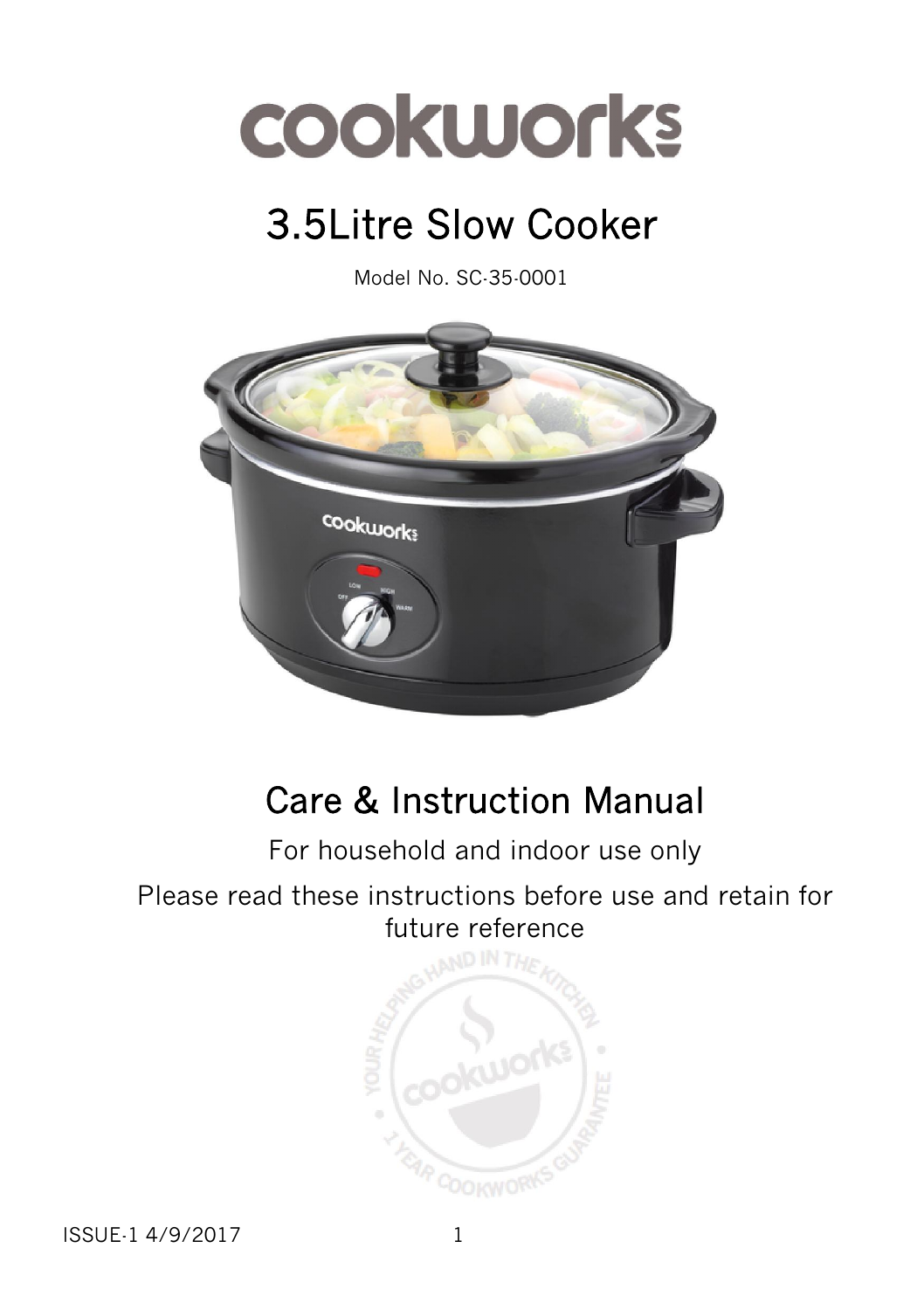# cookworks

## 3.5Litre Slow Cooker

Model No. SC-35-0001

## Care & Instruction Manual

For household and indoor use only

Please read these instructions before use and retain for future reference

ISSUE-1 4/9/2017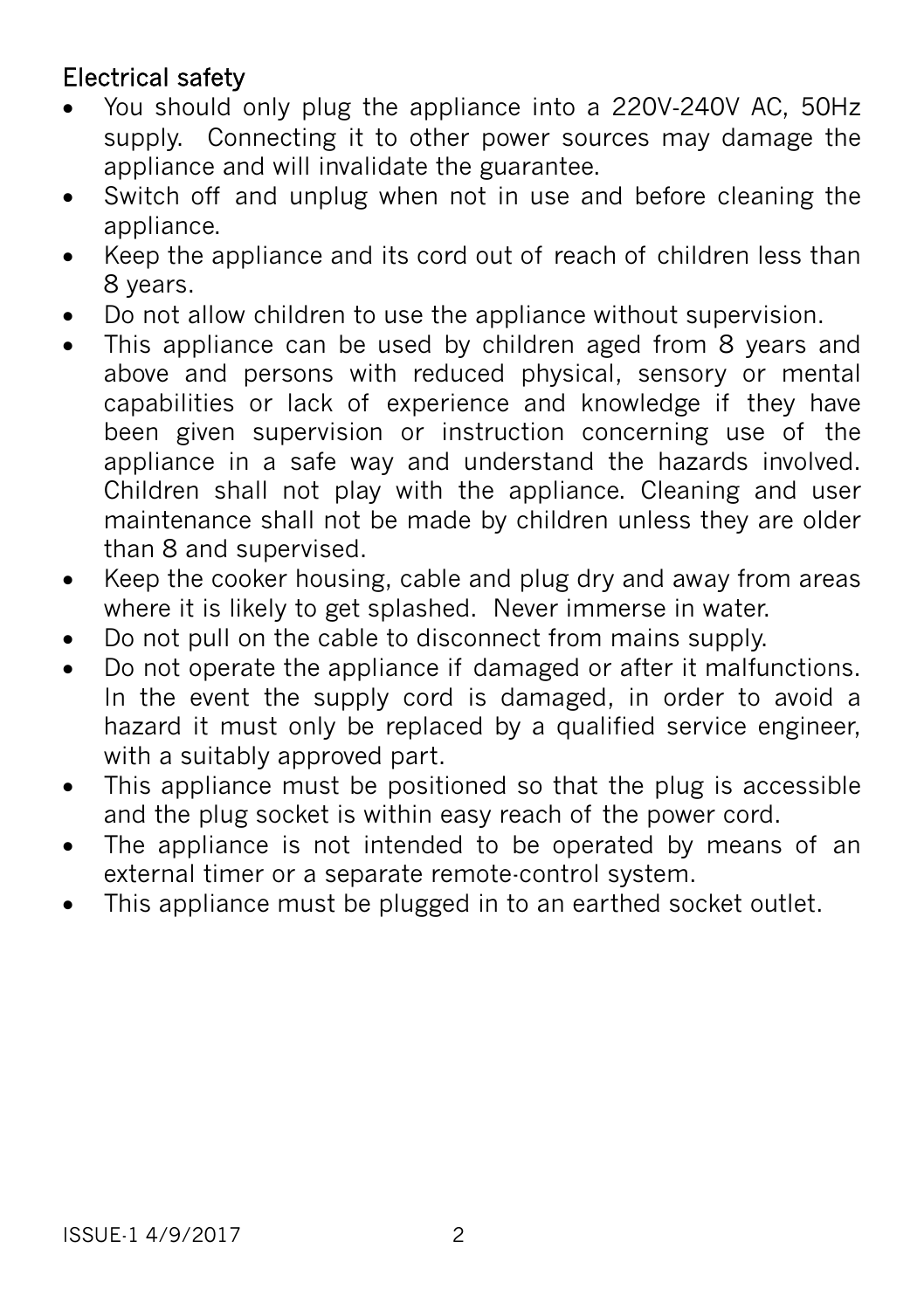## Electrical safety

- You should only plug the appliance into a 220V-240V AC, 50Hz supply. Connecting it to other power sources may damage the appliance and will invalidate the guarantee.
- Switch off and unplug when not in use and before cleaning the appliance.
- Keep the appliance and its cord out of reach of children less than 8 years.
- Do not allow children to use the appliance without supervision.
- This appliance can be used by children aged from 8 years and above and persons with reduced physical, sensory or mental capabilities or lack of experience and knowledge if they have been given supervision or instruction concerning use of the appliance in a safe way and understand the hazards involved. Children shall not play with the appliance. Cleaning and user maintenance shall not be made by children unless they are older than 8 and supervised.
- Keep the cooker housing, cable and plug dry and away from areas where it is likely to get splashed. Never immerse in water.
- Do not pull on the cable to disconnect from mains supply.
- Do not operate the appliance if damaged or after it malfunctions. In the event the supply cord is damaged, in order to avoid a hazard it must only be replaced by a qualified service engineer, with a suitably approved part.
- This appliance must be positioned so that the plug is accessible and the plug socket is within easy reach of the power cord.
- The appliance is not intended to be operated by means of an external timer or a separate remote-control system.
- This appliance must be plugged in to an earthed socket outlet.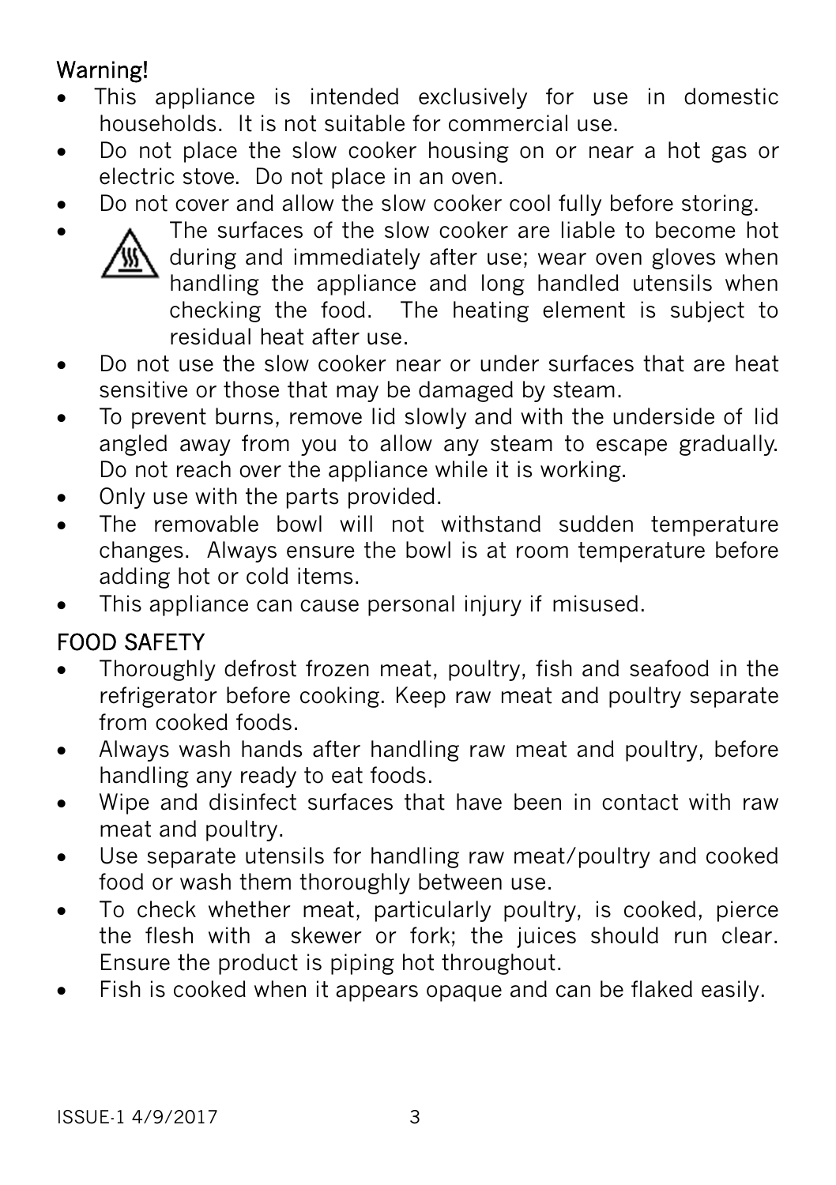## Warning!

- This appliance is intended exclusively for use in domestic households. It is not suitable for commercial use.
- Do not place the slow cooker housing on or near a hot gas or electric stove. Do not place in an oven.
- Do not cover and allow the slow cooker cool fully before storing.
- The surfaces of the slow cooker are liable to become hot during and immediately after use; wear oven gloves when handling the appliance and long handled utensils when checking the food. The heating element is subject to residual heat after use.
- Do not use the slow cooker near or under surfaces that are heat sensitive or those that may be damaged by steam.
- To prevent burns, remove lid slowly and with the underside of lid angled away from you to allow any steam to escape gradually. Do not reach over the appliance while it is working.
- Only use with the parts provided.
- The removable bowl will not withstand sudden temperature changes. Always ensure the bowl is at room temperature before adding hot or cold items.
- This appliance can cause personal injury if misused.

## FOOD SAFETY

- Thoroughly defrost frozen meat, poultry, fish and seafood in the refrigerator before cooking. Keep raw meat and poultry separate from cooked foods.
- Always wash hands after handling raw meat and poultry, before handling any ready to eat foods.
- Wipe and disinfect surfaces that have been in contact with raw meat and poultry.
- Use separate utensils for handling raw meat/poultry and cooked food or wash them thoroughly between use.
- To check whether meat, particularly poultry, is cooked, pierce the flesh with a skewer or fork; the juices should run clear. Ensure the product is piping hot throughout.
- Fish is cooked when it appears opaque and can be flaked easily.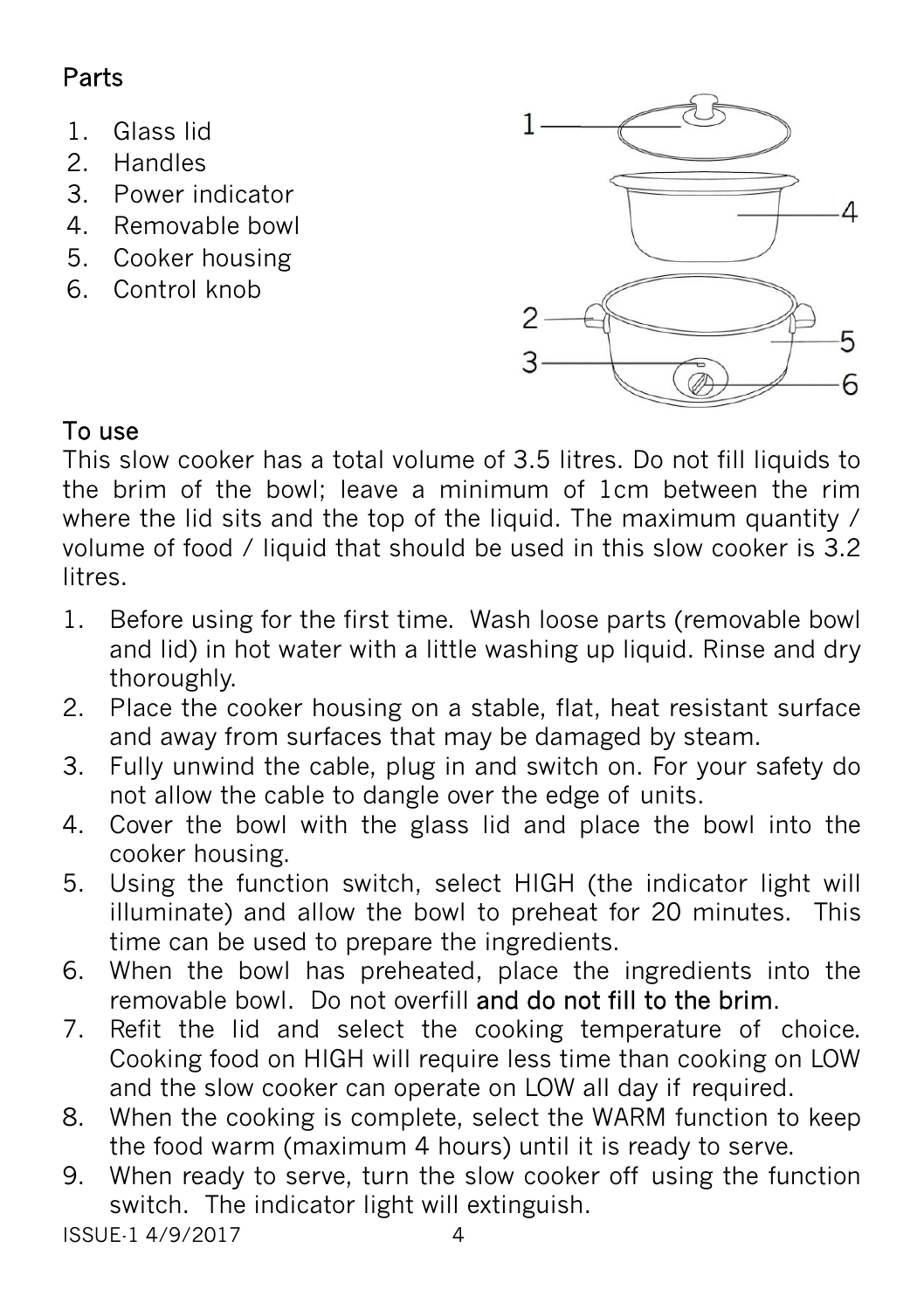## Parts

1. Glass lid
2. Handles
3. Power indicator
4. Removable bowl
5. Cooker housing
6. Control knob

## To use

This slow cooker has a total volume of 3.5 litres. Do not fill liquids to the brim of the bowl; leave a minimum of 1cm between the rim where the lid sits and the top of the liquid. The maximum quantity / volume of food / liquid that should be used in this slow cooker is 3.2 litres.

1. Before using for the first time. Wash loose parts (removable bowl and lid) in hot water with a little washing up liquid. Rinse and dry thoroughly.
2. Place the cooker housing on a stable, flat, heat resistant surface and away from surfaces that may be damaged by steam.
3. Fully unwind the cable, plug in and switch on. For your safety do not allow the cable to dangle over the edge of units.
4. Cover the bowl with the glass lid and place the bowl into the cooker housing.
5. Using the function switch, select HIGH (the indicator light will illuminate) and allow the bowl to preheat for 20 minutes. This time can be used to prepare the ingredients.
6. When the bowl has preheated, place the ingredients into the removable bowl. Do not overfill and do not fill to the brim.
7. Refit the lid and select the cooking temperature of choice. Cooking food on HIGH will require less time than cooking on LOW and the slow cooker can operate on LOW all day if required.
8. When the cooking is complete, select the WARM function to keep the food warm (maximum 4 hours) until it is ready to serve.
9. When ready to serve, turn the slow cooker off using the function switch. The indicator light will extinguish.

ISSUE-1 4/9/2017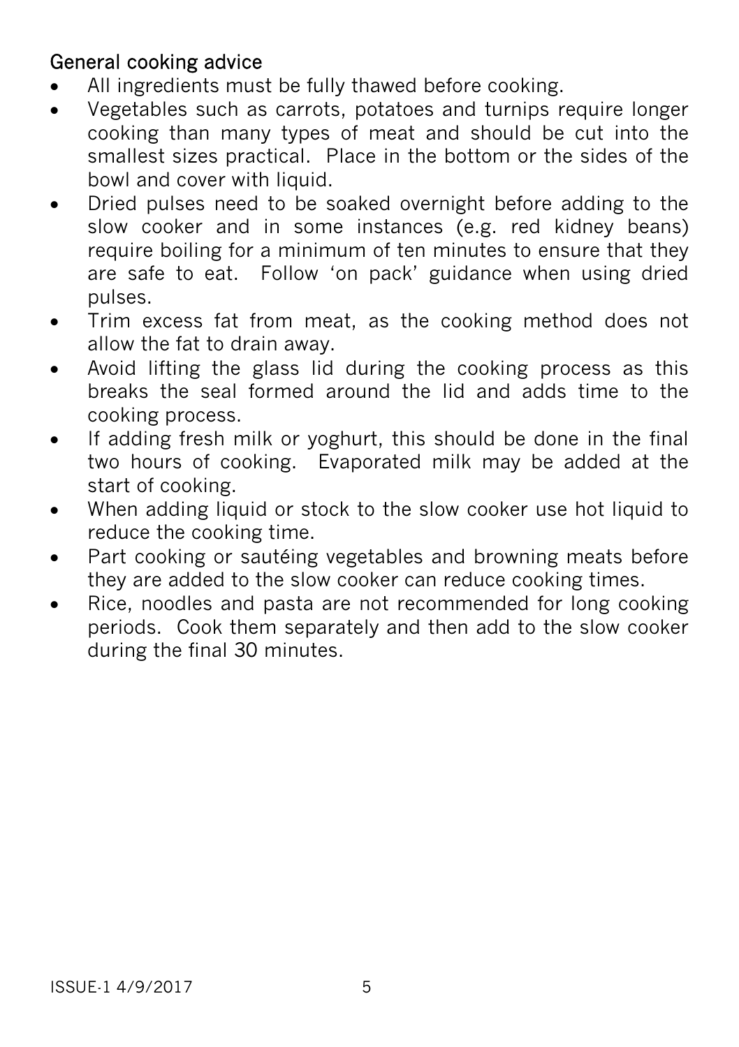## General cooking advice

- All ingredients must be fully thawed before cooking.
- Vegetables such as carrots, potatoes and turnips require longer cooking than many types of meat and should be cut into the smallest sizes practical. Place in the bottom or the sides of the bowl and cover with liquid.
- Dried pulses need to be soaked overnight before adding to the slow cooker and in some instances (e.g. red kidney beans) require boiling for a minimum of ten minutes to ensure that they are safe to eat. Follow 'on pack' guidance when using dried pulses.
- Trim excess fat from meat, as the cooking method does not allow the fat to drain away.
- Avoid lifting the glass lid during the cooking process as this breaks the seal formed around the lid and adds time to the cooking process.
- If adding fresh milk or yoghurt, this should be done in the final two hours of cooking. Evaporated milk may be added at the start of cooking.
- When adding liquid or stock to the slow cooker use hot liquid to reduce the cooking time.
- Part cooking or sautéing vegetables and browning meats before they are added to the slow cooker can reduce cooking times.
- Rice, noodles and pasta are not recommended for long cooking periods. Cook them separately and then add to the slow cooker during the final 30 minutes.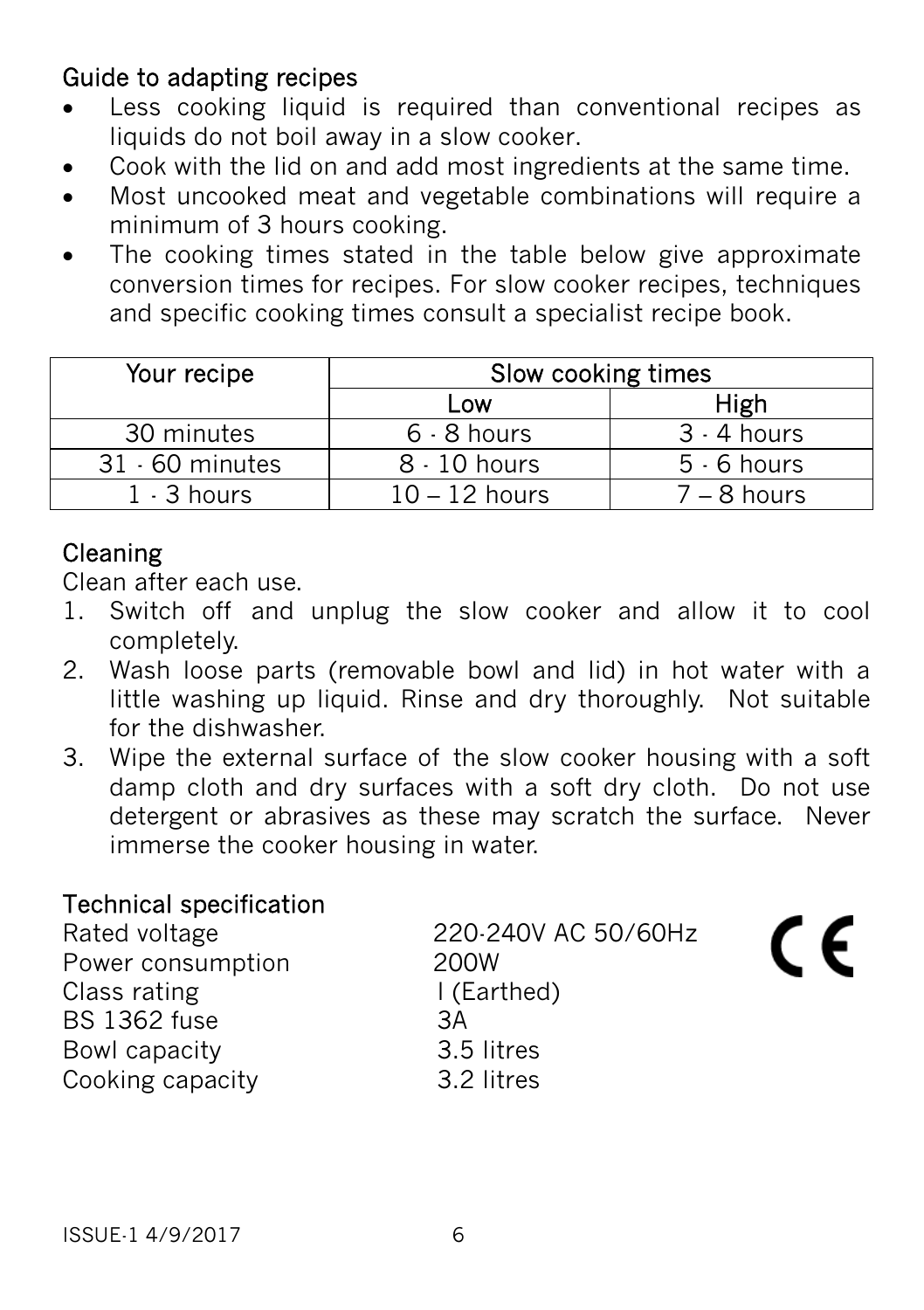## Guide to adapting recipes

- Less cooking liquid is required than conventional recipes as liquids do not boil away in a slow cooker.
- Cook with the lid on and add most ingredients at the same time.
- Most uncooked meat and vegetable combinations will require a minimum of 3 hours cooking.
- The cooking times stated in the table below give approximate conversion times for recipes. For slow cooker recipes, techniques and specific cooking times consult a specialist recipe book.

| Your recipe | Slow cooking times | |
|---|---|---|
| | Low | High |
| 30 minutes | 6 - 8 hours | 3 - 4 hours |
| 31 - 60 minutes | 8 - 10 hours | 5 - 6 hours |
| 1 - 3 hours | 10 – 12 hours | 7 – 8 hours |

## Cleaning

Clean after each use.

1. Switch off and unplug the slow cooker and allow it to cool completely.
2. Wash loose parts (removable bowl and lid) in hot water with a little washing up liquid. Rinse and dry thoroughly. Not suitable for the dishwasher.
3. Wipe the external surface of the slow cooker housing with a soft damp cloth and dry surfaces with a soft dry cloth. Do not use detergent or abrasives as these may scratch the surface. Never immerse the cooker housing in water.

## Technical specification

| | |
|---|---|
| Rated voltage | 220-240V AC 50/60Hz |
| Power consumption | 200W |
| Class rating | I (Earthed) |
| BS 1362 fuse | 3A |
| Bowl capacity | 3.5 litres |
| Cooking capacity | 3.2 litres |

CE

ISSUE-1 4/9/2017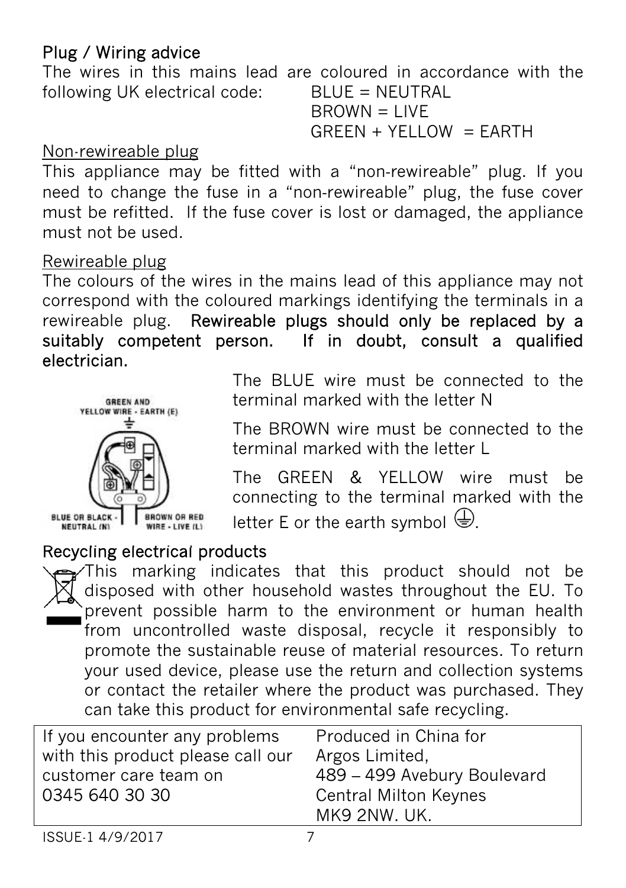## Plug / Wiring advice

The wires in this mains lead are coloured in accordance with the following UK electrical code:

BLUE = NEUTRAL
BROWN = LIVE
GREEN + YELLOW = EARTH

Non-rewireable plug

This appliance may be fitted with a "non-rewireable" plug. If you need to change the fuse in a "non-rewireable" plug, the fuse cover must be refitted. If the fuse cover is lost or damaged, the appliance must not be used.

Rewireable plug

The colours of the wires in the mains lead of this appliance may not correspond with the coloured markings identifying the terminals in a rewireable plug. **Rewireable plugs should only be replaced by a suitably competent person. If in doubt, consult a qualified electrician.**

GREEN AND YELLOW WIRE - EARTH (E)

BLUE OR BLACK - NEUTRAL (N)

BROWN OR RED WIRE - LIVE (L)

The BLUE wire must be connected to the terminal marked with the letter N

The BROWN wire must be connected to the terminal marked with the letter L

The GREEN & YELLOW wire must be connecting to the terminal marked with the letter E or the earth symbol ⏚.

## Recycling electrical products

This marking indicates that this product should not be disposed with other household wastes throughout the EU. To prevent possible harm to the environment or human health from uncontrolled waste disposal, recycle it responsibly to promote the sustainable reuse of material resources. To return your used device, please use the return and collection systems or contact the retailer where the product was purchased. They can take this product for environmental safe recycling.

| If you encounter any problems with this product please call our customer care team on 0345 640 30 30 | Produced in China for Argos Limited, 489 – 499 Avebury Boulevard Central Milton Keynes MK9 2NW. UK. |
|---|---|

ISSUE-1 4/9/2017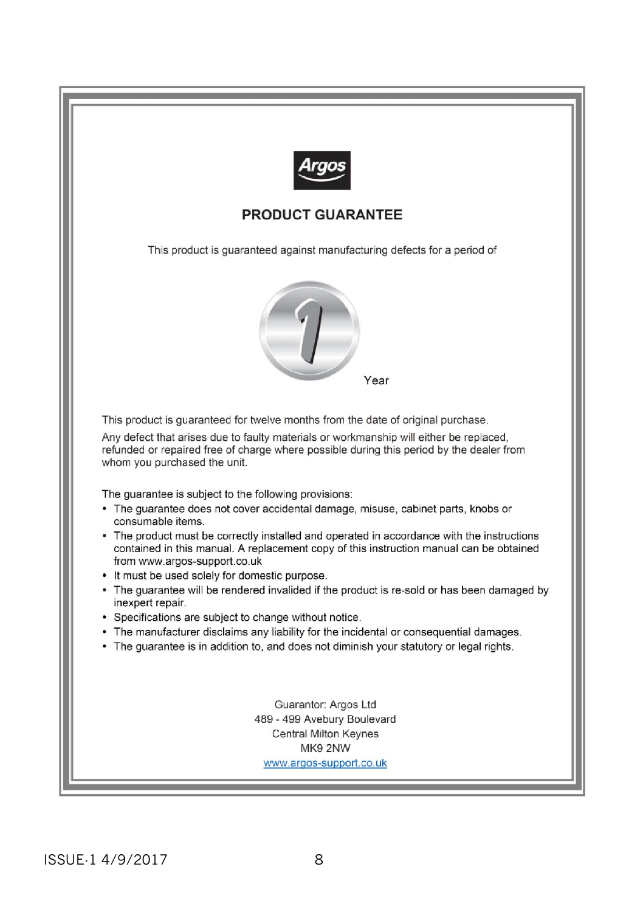Argos

## PRODUCT GUARANTEE

This product is guaranteed against manufacturing defects for a period of

1 Year

This product is guaranteed for twelve months from the date of original purchase.

Any defect that arises due to faulty materials or workmanship will either be replaced, refunded or repaired free of charge where possible during this period by the dealer from whom you purchased the unit.

The guarantee is subject to the following provisions:

- The guarantee does not cover accidental damage, misuse, cabinet parts, knobs or consumable items.
- The product must be correctly installed and operated in accordance with the instructions contained in this manual. A replacement copy of this instruction manual can be obtained from www.argos-support.co.uk
- It must be used solely for domestic purpose.
- The guarantee will be rendered invalided if the product is re-sold or has been damaged by inexpert repair.
- Specifications are subject to change without notice.
- The manufacturer disclaims any liability for the incidental or consequential damages.
- The guarantee is in addition to, and does not diminish your statutory or legal rights.

Guarantor: Argos Ltd
489 - 499 Avebury Boulevard
Central Milton Keynes
MK9 2NW
www.argos-support.co.uk

ISSUE-1 4/9/2017